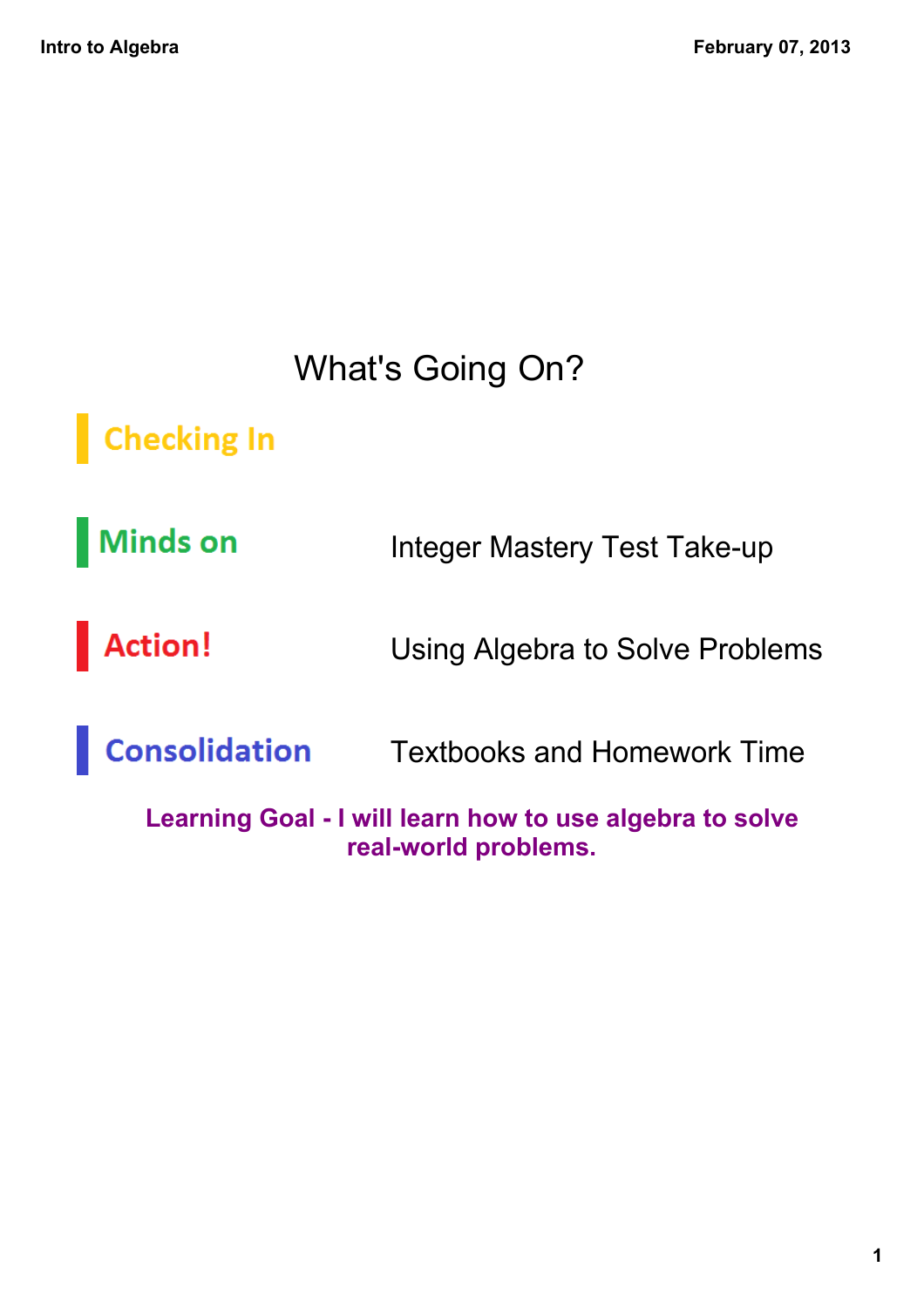# What's Going On?

| | |
|---|---|
| **Checking In** | |
| **Minds on** | Integer Mastery Test Take-up |
| **Action!** | Using Algebra to Solve Problems |
| **Consolidation** | Textbooks and Homework Time |

**Learning Goal - I will learn how to use algebra to solve real-world problems.**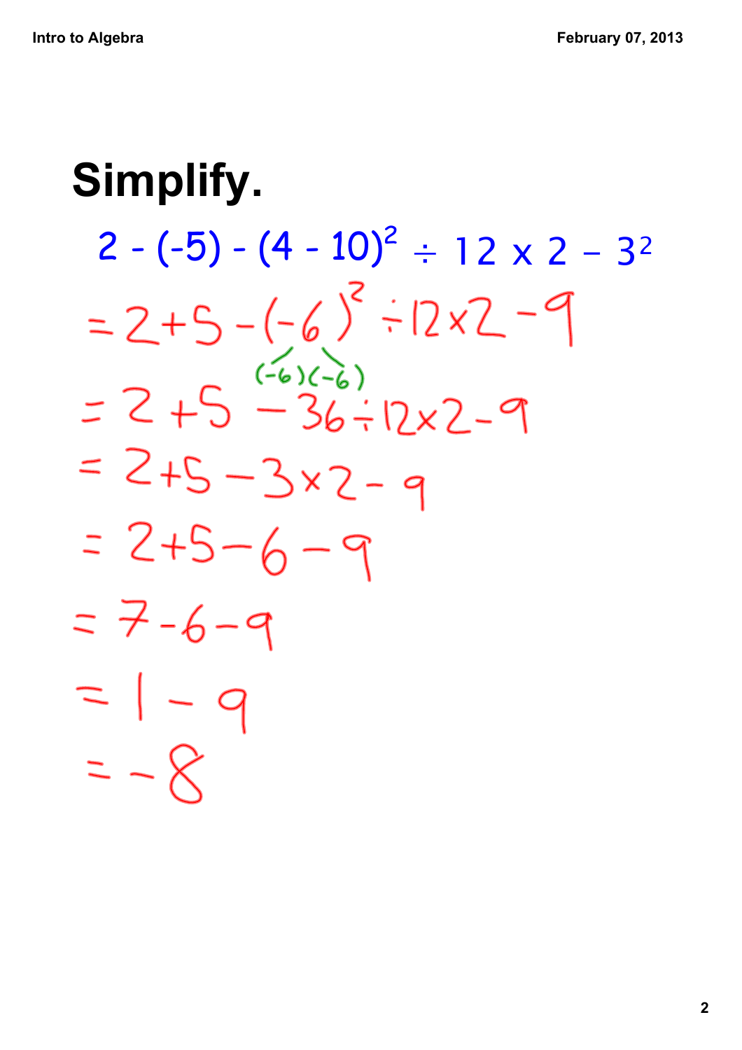# Simplify.

$$2 - (-5) - (4 - 10)^2 \div 12 \times 2 - 3^2$$

$$= 2 + 5 - (-6)^2 \div 12 \times 2 - 9$$

$(-6)(-6)$

$$= 2 + 5 - 36 \div 12 \times 2 - 9$$

$$= 2 + 5 - 3 \times 2 - 9$$

$$= 2 + 5 - 6 - 9$$

$$= 7 - 6 - 9$$

$$= 1 - 9$$

$$= -8$$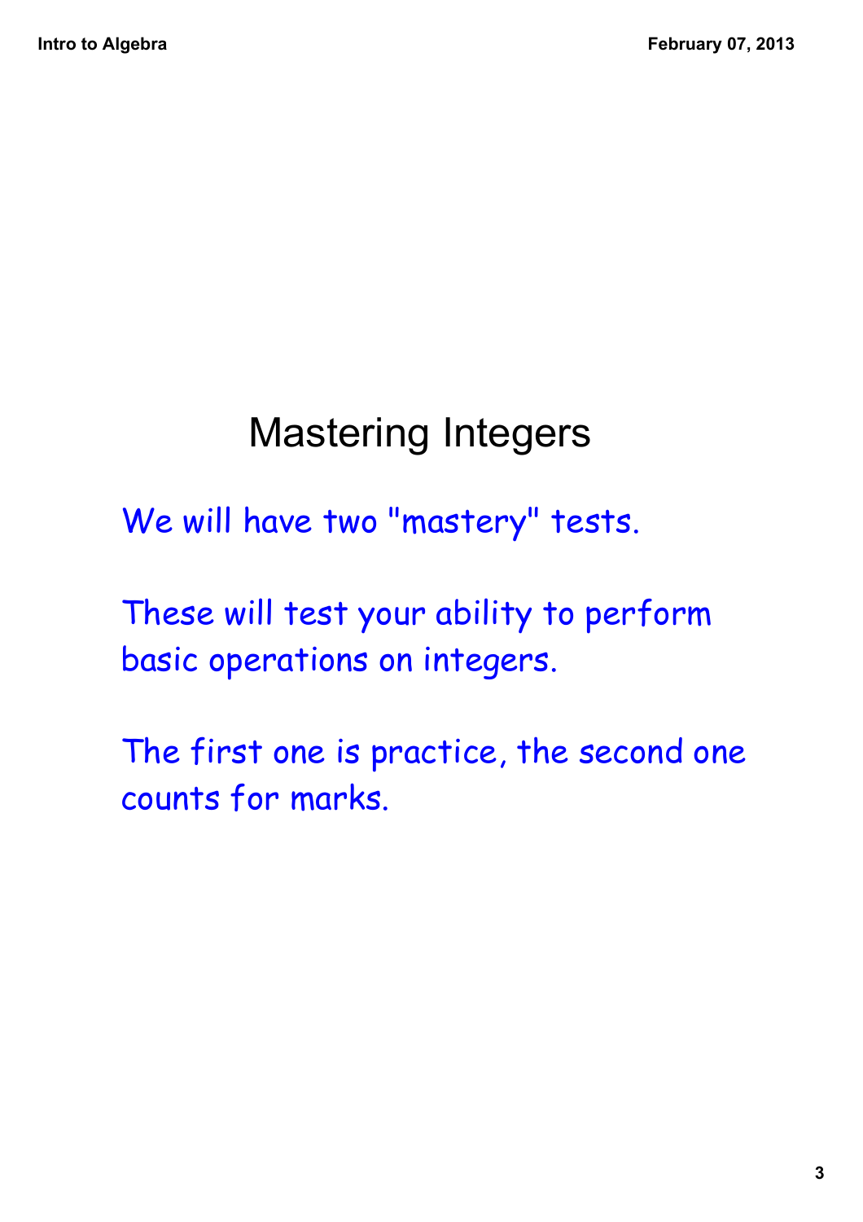# Mastering Integers

We will have two "mastery" tests.

These will test your ability to perform basic operations on integers.

The first one is practice, the second one counts for marks.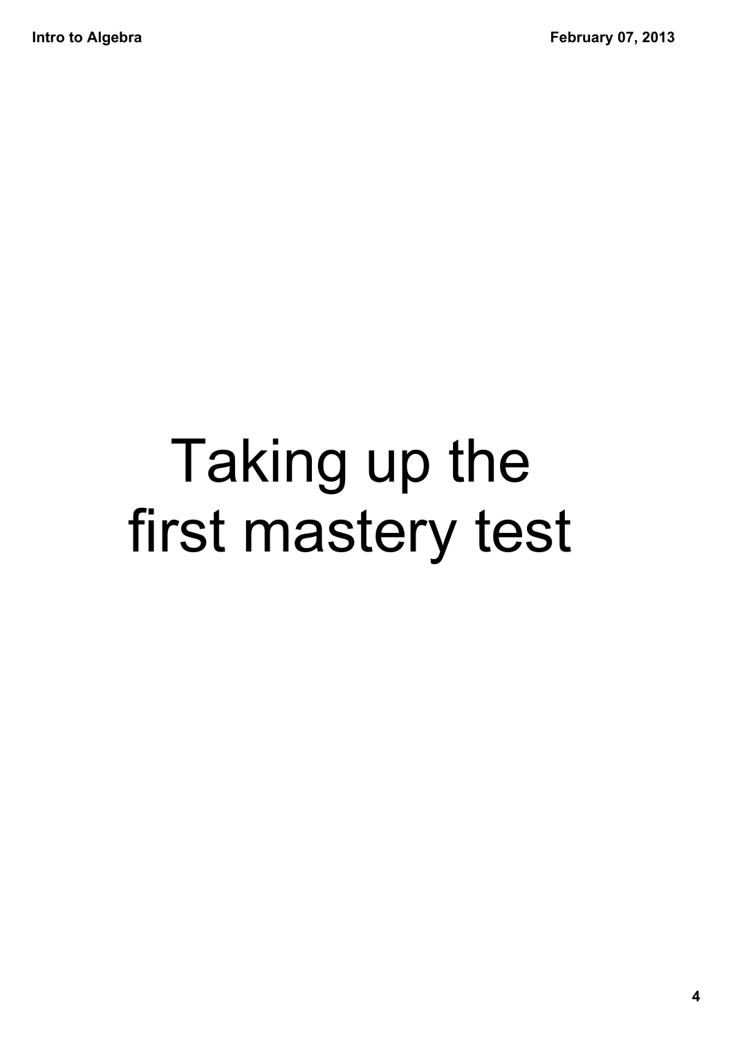# Taking up the first mastery test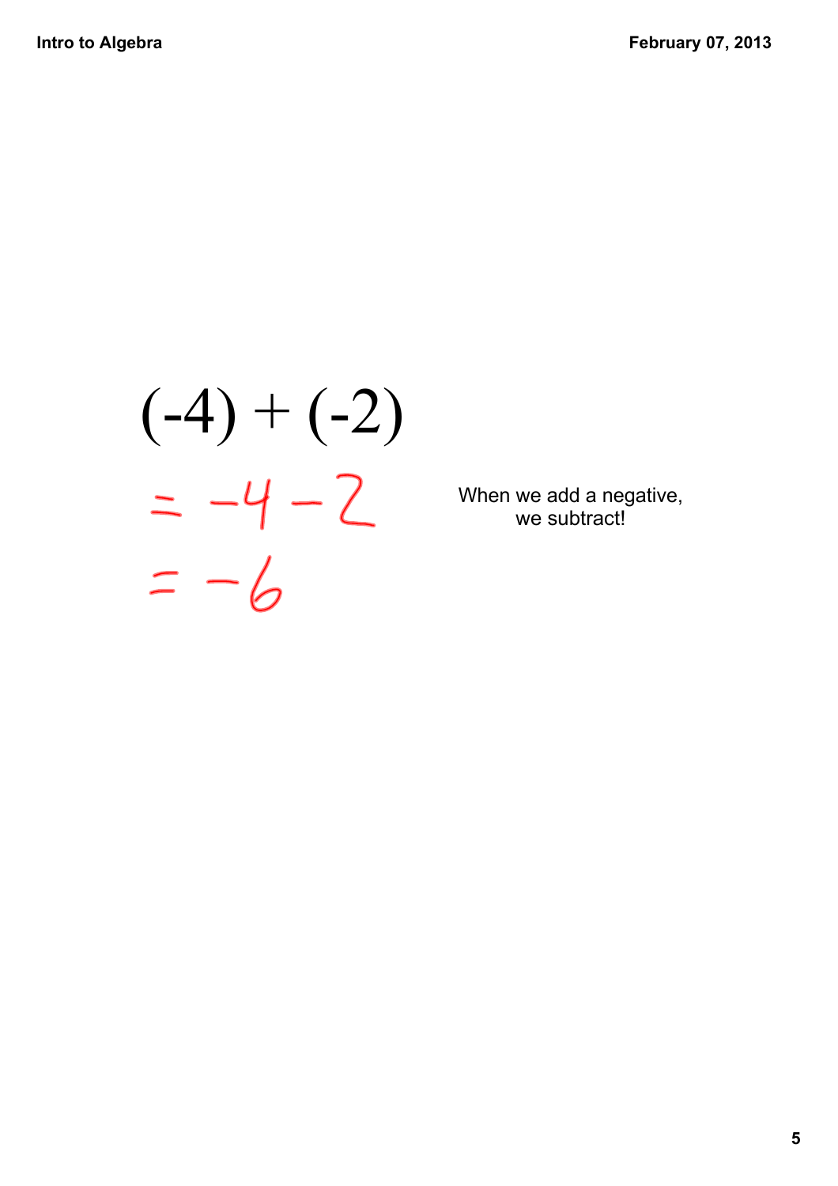$$(-4) + (-2)$$

$$= -4 - 2$$

$$= -6$$

When we add a negative,
we subtract!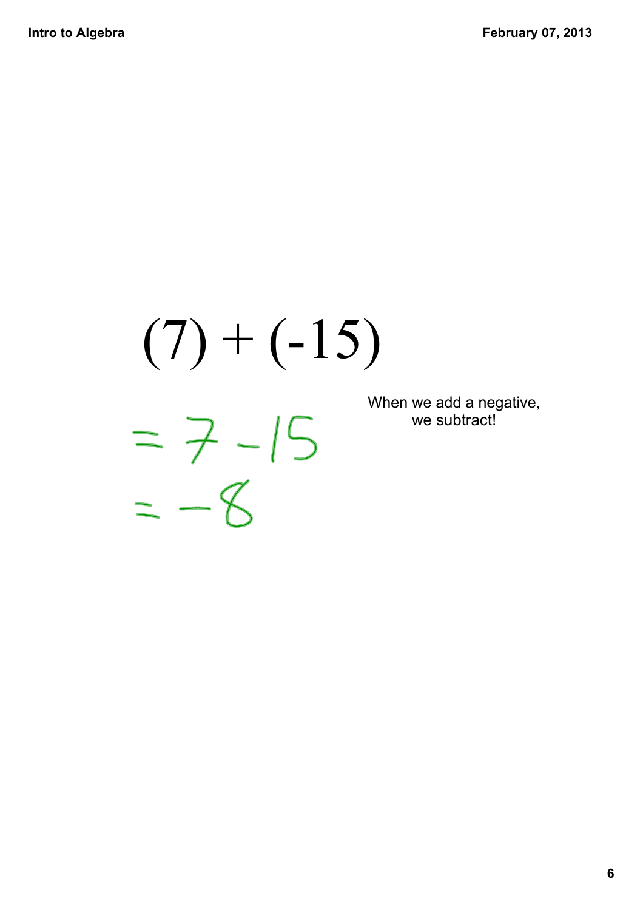$$(7) + (-15)$$

$$= 7 - 15$$

$$= -8$$

When we add a negative, we subtract!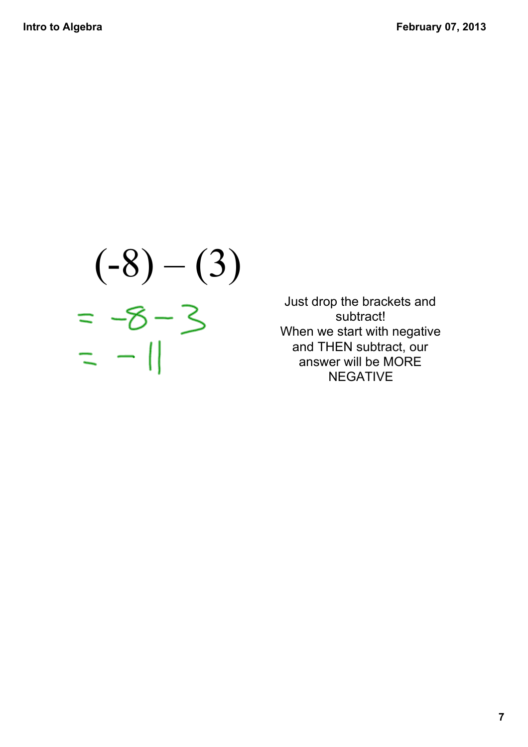$$(-8) - (3)$$

$$= -8 - 3$$

$$= -11$$

Just drop the brackets and subtract!
When we start with negative and THEN subtract, our answer will be MORE NEGATIVE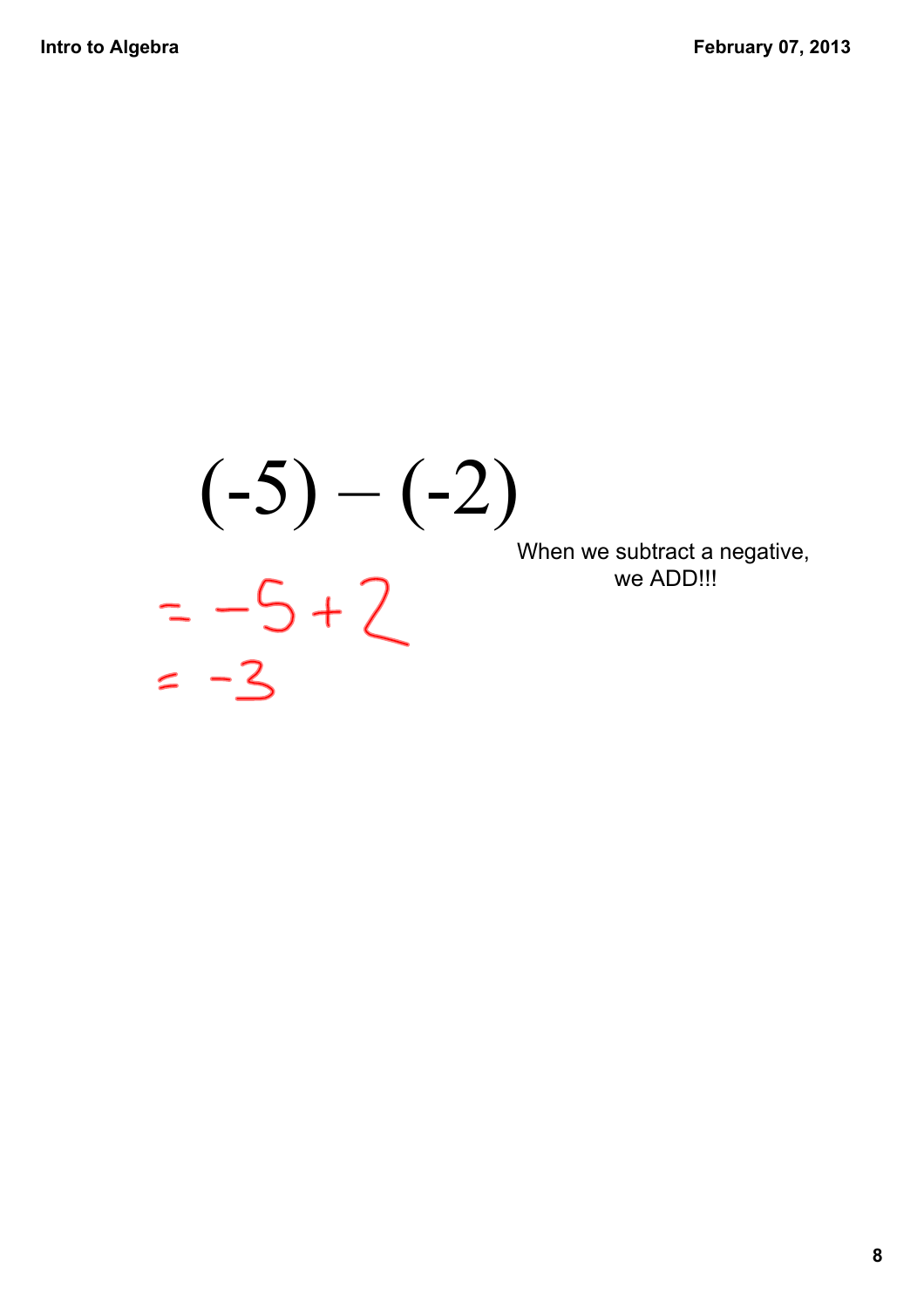$$(-5) - (-2)$$

When we subtract a negative, we ADD!!!

$$= -5 + 2$$

$$= -3$$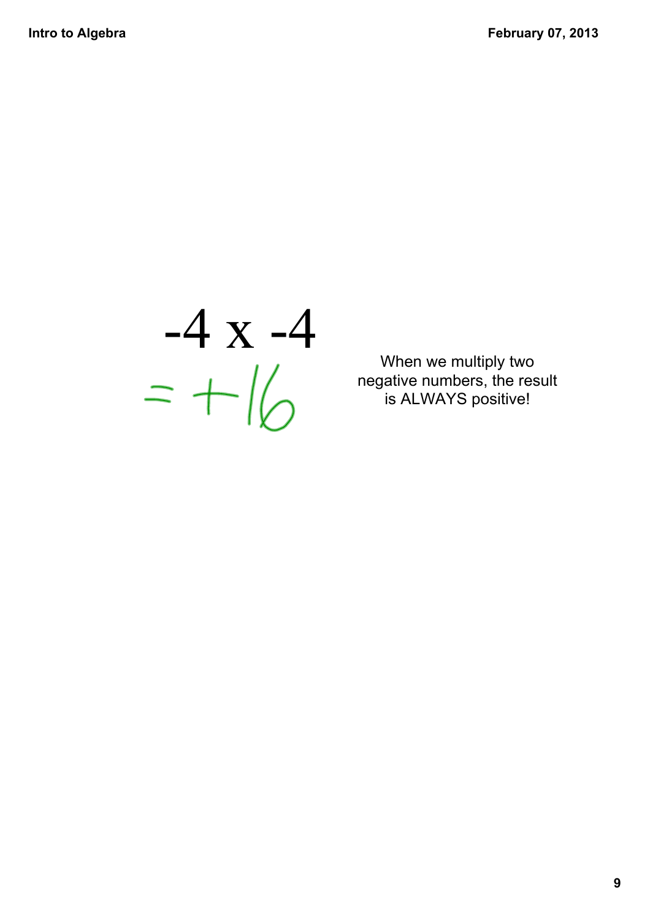$$-4 \times -4$$

$$= +16$$

When we multiply two negative numbers, the result is ALWAYS positive!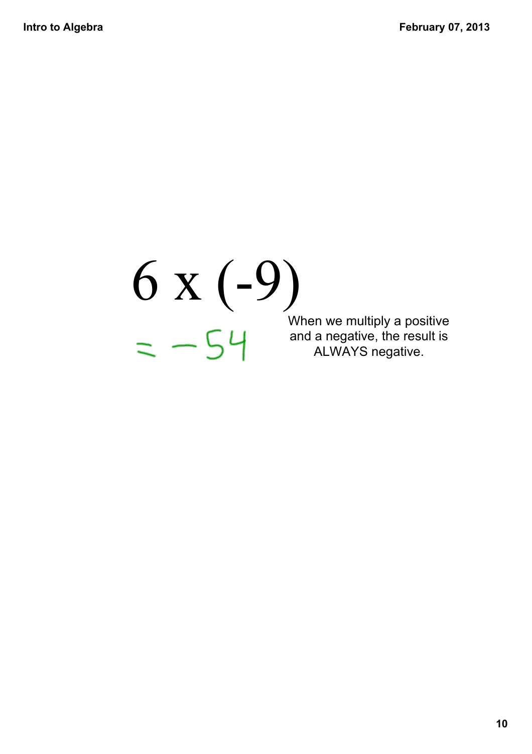$$6 \times (-9)$$

$$= -54$$

When we multiply a positive and a negative, the result is ALWAYS negative.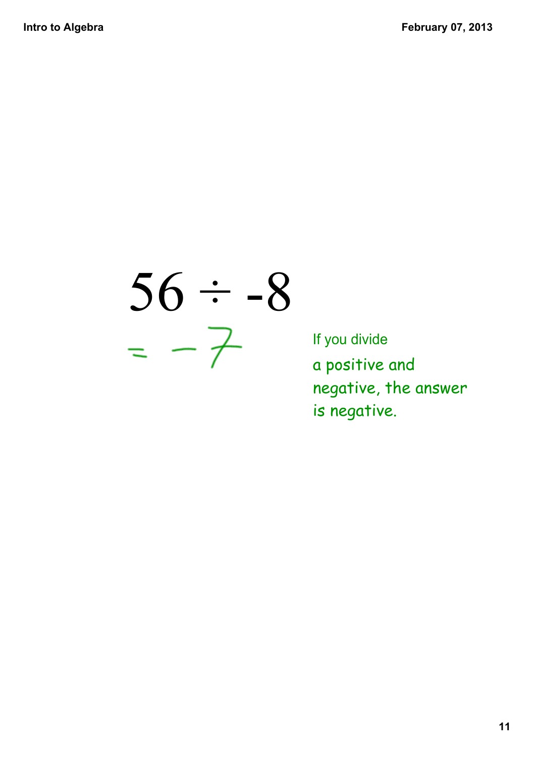$$56 \div -8$$

$$= -7$$

If you divide a positive and negative, the answer is negative.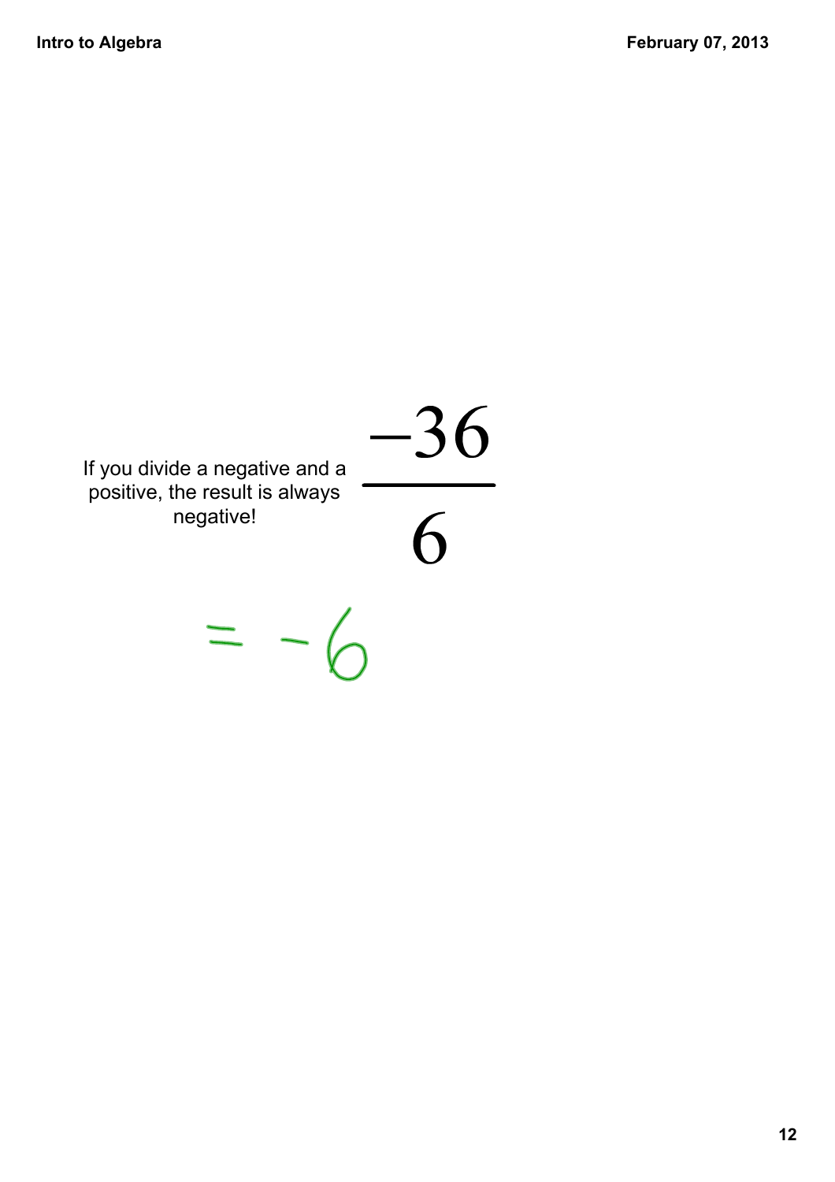If you divide a negative and a positive, the result is always negative!

$$\frac{-36}{6}$$

$$= -6$$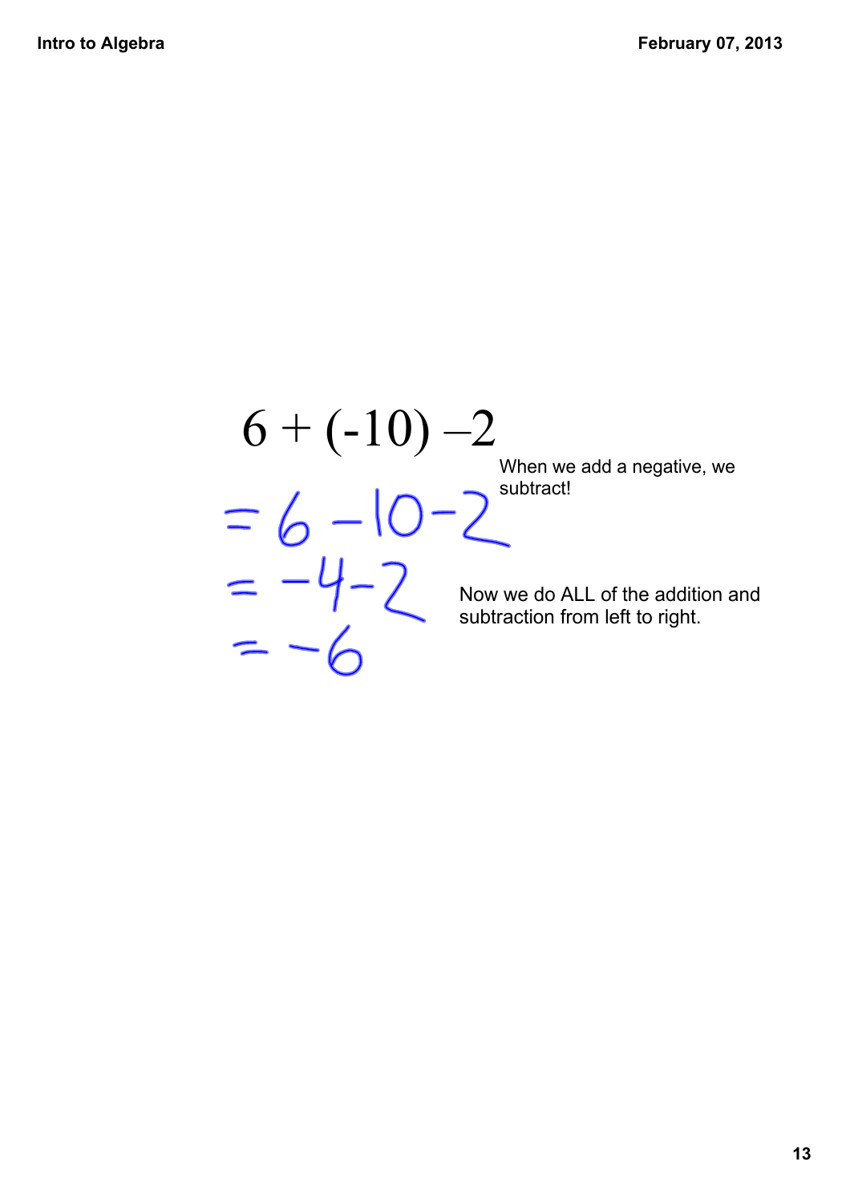$$6 + (-10) - 2$$

When we add a negative, we subtract!

$$= 6 - 10 - 2$$

$$= -4 - 2$$

$$= -6$$

Now we do ALL of the addition and subtraction from left to right.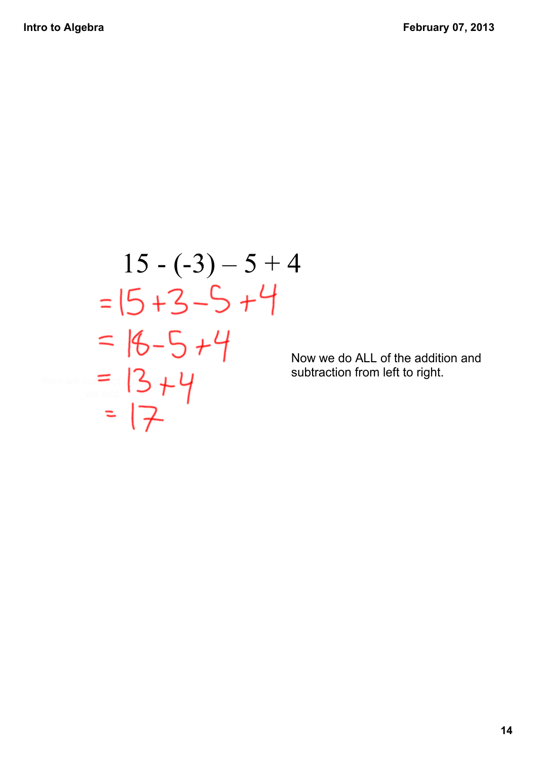$$15 - (-3) - 5 + 4$$

$$= 15 + 3 - 5 + 4$$

$$= 18 - 5 + 4$$

$$= 13 + 4$$

$$= 17$$

Now we do ALL of the addition and subtraction from left to right.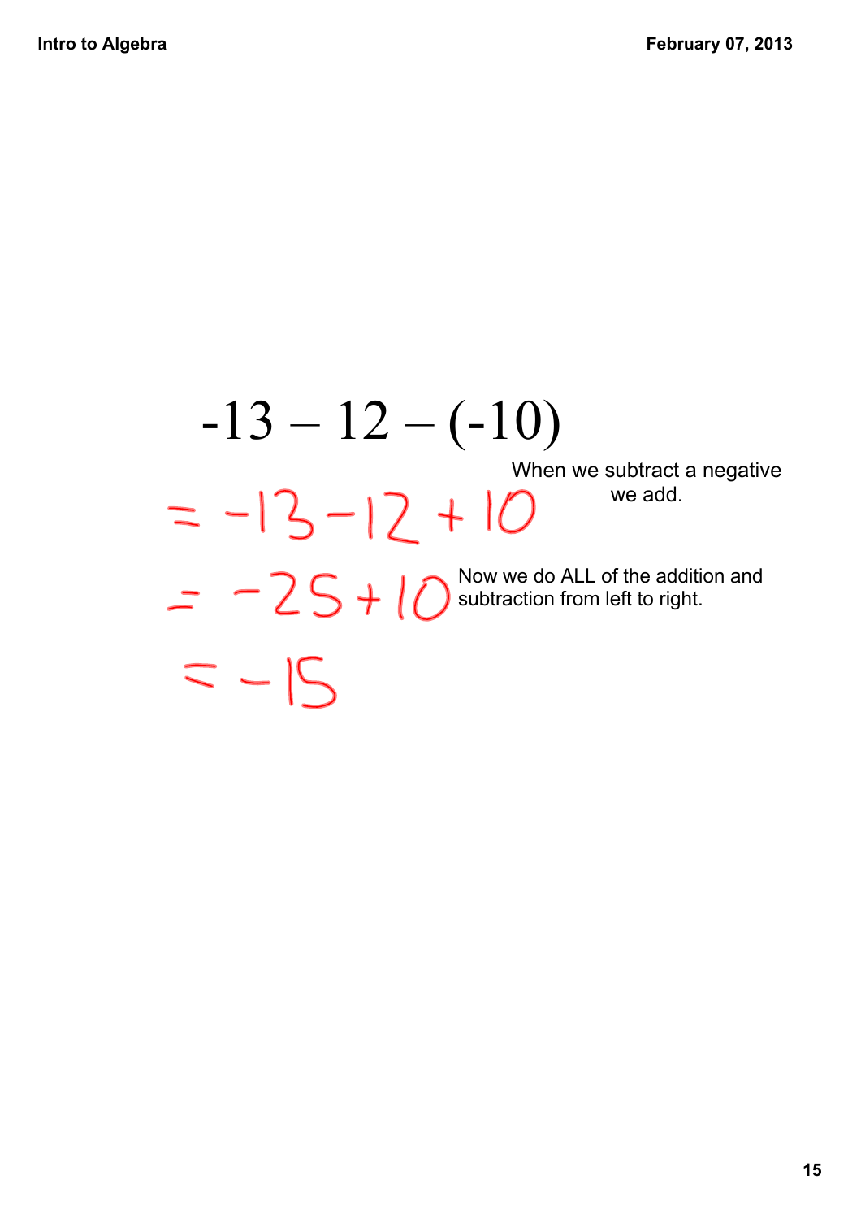$$-13 - 12 - (-10)$$

When we subtract a negative we add.

$$= -13 - 12 + 10$$

Now we do ALL of the addition and subtraction from left to right.

$$= -25 + 10$$

$$= -15$$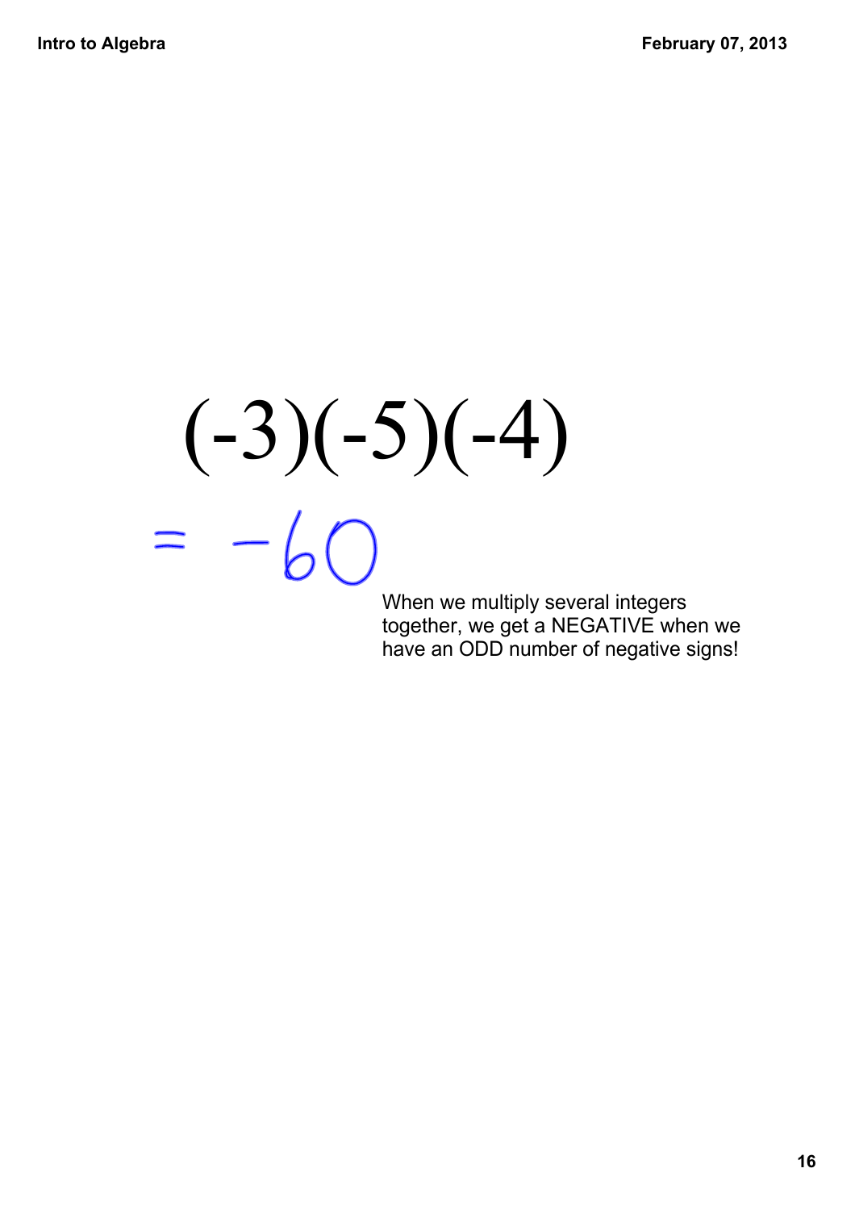$$(-3)(-5)(-4)$$

$$= -60$$

When we multiply several integers together, we get a NEGATIVE when we have an ODD number of negative signs!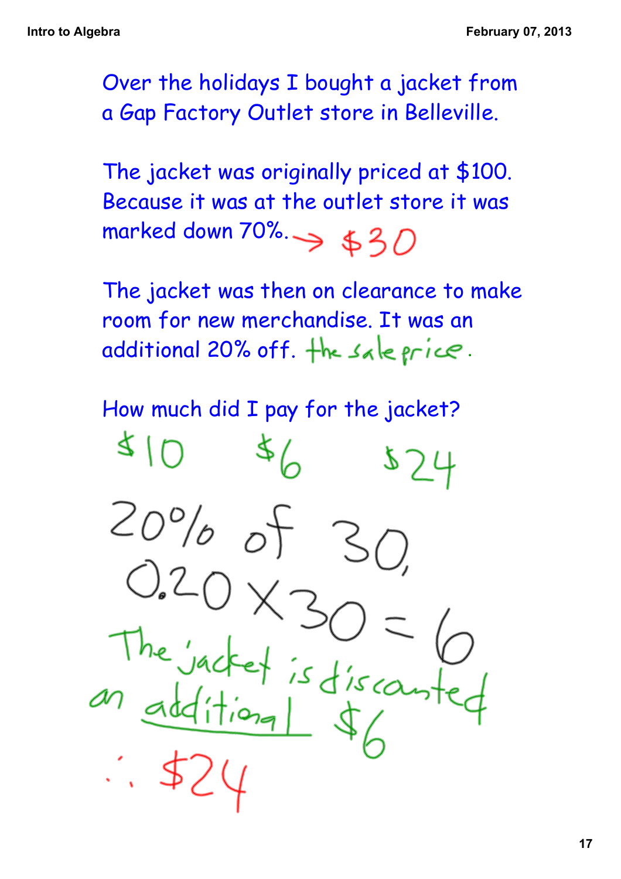Over the holidays I bought a jacket from a Gap Factory Outlet store in Belleville.

The jacket was originally priced at $100. Because it was at the outlet store it was marked down 70%. → $30

The jacket was then on clearance to make room for new merchandise. It was an additional 20% off. the sale price.

How much did I pay for the jacket?

$10 $6 $24

20% of 30

$0.20 \times 30 = 6$

The jacket is discounted an additional $6

$\therefore$ $24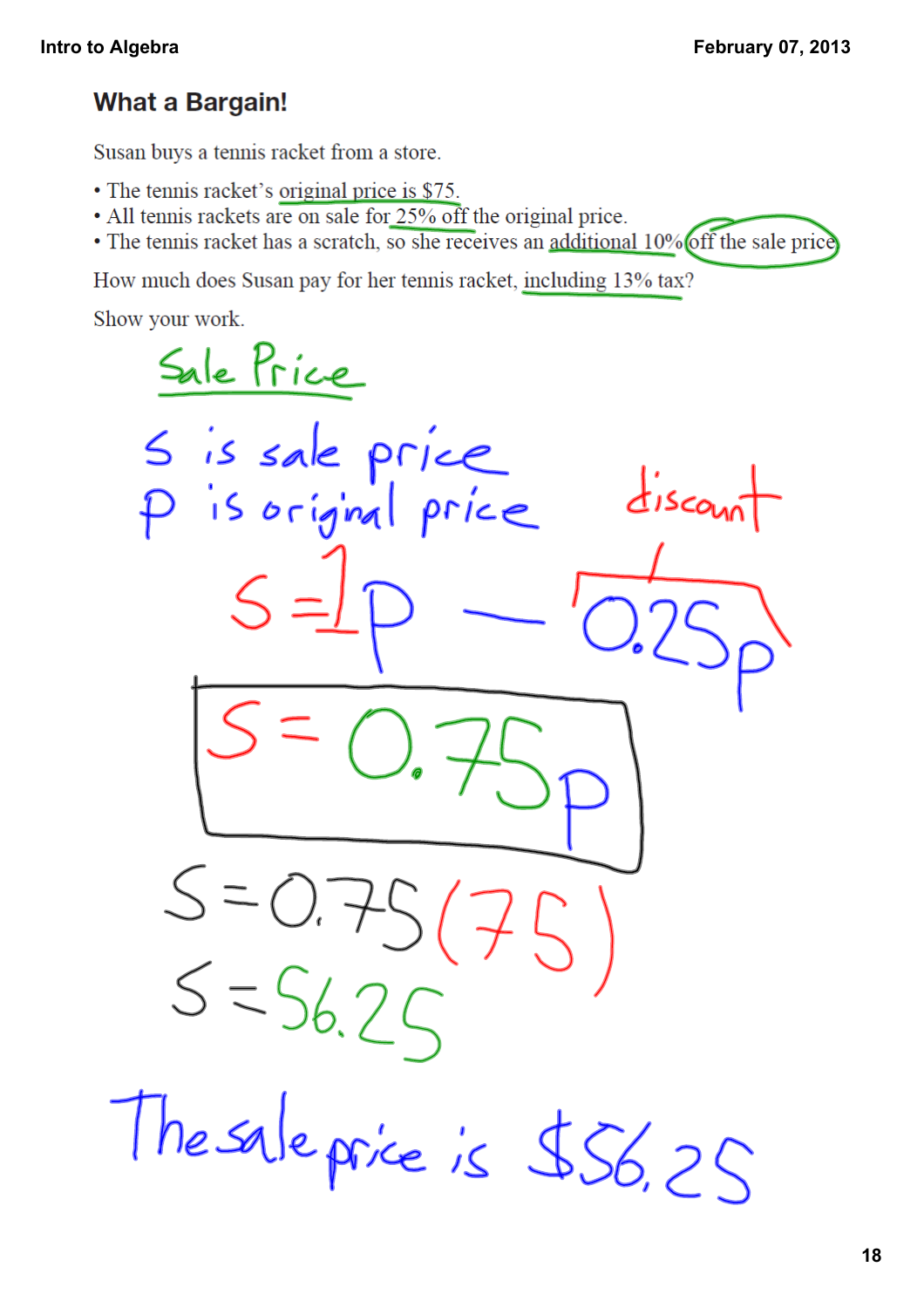## What a Bargain!

Susan buys a tennis racket from a store.

- The tennis racket's original price is \$75.
- All tennis rackets are on sale for 25% off the original price.
- The tennis racket has a scratch, so she receives an additional 10% off the sale price

How much does Susan pay for her tennis racket, including 13% tax?

Show your work.

Sale Price

$s$ is sale price

$p$ is original price

discount

$$s = 1p - 0.25p$$

$$s = 0.75p$$

$$s = 0.75(75)$$

$$s = 56.25$$

The sale price is \$56.25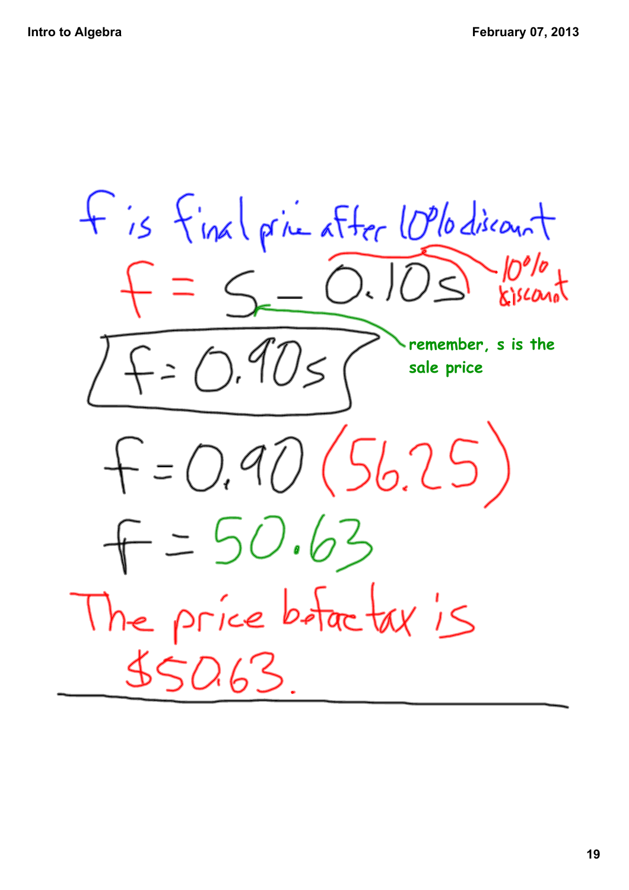f is final price after 10% discount

$$f = s - 0.10s$$

10% discount

remember, s is the sale price

$$\boxed{f = 0.90s}$$

$$f = 0.90(56.25)$$

$$f = 50.63$$

The price before tax is $50.63.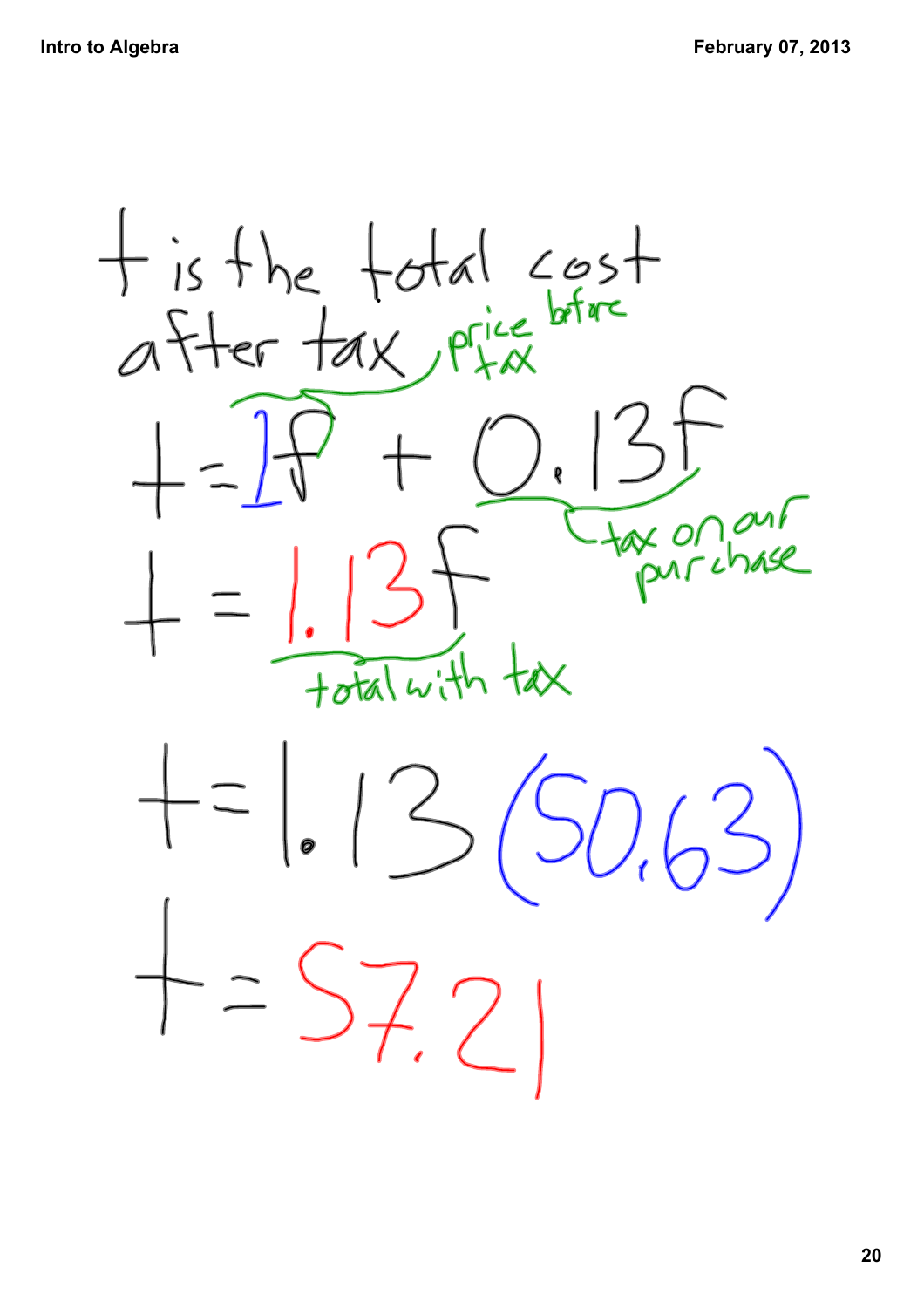$t$ is the total cost after tax

price before tax

$$t = 1f + 0.13f$$

tax on our purchase

$$t = 1.13f$$

total with tax

$$t = 1.13(50.63)$$

$$t = 57.21$$